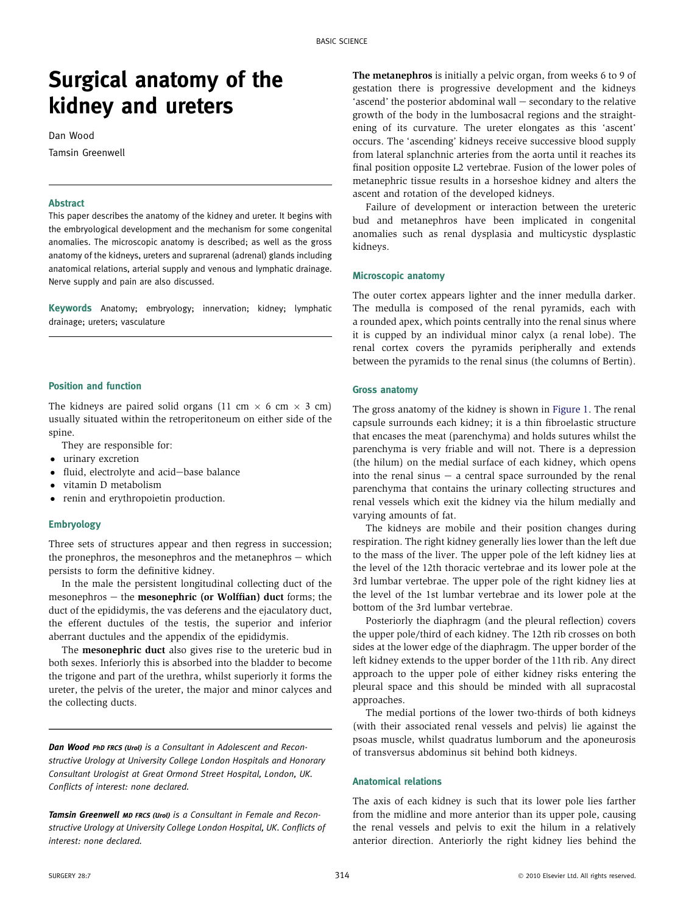# Surgical anatomy of the kidney and ureters

Dan Wood

Tamsin Greenwell

### Abstract

This paper describes the anatomy of the kidney and ureter. It begins with the embryological development and the mechanism for some congenital anomalies. The microscopic anatomy is described; as well as the gross anatomy of the kidneys, ureters and suprarenal (adrenal) glands including anatomical relations, arterial supply and venous and lymphatic drainage. Nerve supply and pain are also discussed.

**Keywords** Anatomy; embryology; innervation; kidney; lymphatic drainage; ureters; vasculature

## Position and function

The kidneys are paired solid organs (11 cm × 6 cm × 3 cm) usually situated within the retroperitoneum on either side of the spine.

They are responsible for:

- urinary excretion
- fluid, electrolyte and acid–base balance
- vitamin D metabolism
- renin and erythropoietin production.

## Embryology

Three sets of structures appear and then regress in succession; the pronephros, the mesonephros and the metanephros – which persists to form the definitive kidney.

In the male the persistent longitudinal collecting duct of the mesonephros – the **mesonephric (or Wolffian) duct** forms; the duct of the epididymis, the vas deferens and the ejaculatory duct, the efferent ductules of the testis, the superior and inferior aberrant ductules and the appendix of the epididymis.

The **mesonephric duct** also gives rise to the ureteric bud in both sexes. Inferiorly this is absorbed into the bladder to become the trigone and part of the urethra, whilst superiorly it forms the ureter, the pelvis of the ureter, the major and minor calyces and the collecting ducts.

**The metanephros** is initially a pelvic organ, from weeks 6 to 9 of gestation there is progressive development and the kidneys 'ascend' the posterior abdominal wall – secondary to the relative growth of the body in the lumbosacral regions and the straightening of its curvature. The ureter elongates as this 'ascent' occurs. The 'ascending' kidneys receive successive blood supply from lateral splanchnic arteries from the aorta until it reaches its final position opposite L2 vertebrae. Fusion of the lower poles of metanephric tissue results in a horseshoe kidney and alters the ascent and rotation of the developed kidneys.

Failure of development or interaction between the ureteric bud and metanephros have been implicated in congenital anomalies such as renal dysplasia and multicystic dysplastic kidneys.

## Microscopic anatomy

The outer cortex appears lighter and the inner medulla darker. The medulla is composed of the renal pyramids, each with a rounded apex, which points centrally into the renal sinus where it is cupped by an individual minor calyx (a renal lobe). The renal cortex covers the pyramids peripherally and extends between the pyramids to the renal sinus (the columns of Bertin).

## Gross anatomy

The gross anatomy of the kidney is shown in Figure 1. The renal capsule surrounds each kidney; it is a thin fibroelastic structure that encases the meat (parenchyma) and holds sutures whilst the parenchyma is very friable and will not. There is a depression (the hilum) on the medial surface of each kidney, which opens into the renal sinus – a central space surrounded by the renal parenchyma that contains the urinary collecting structures and renal vessels which exit the kidney via the hilum medially and varying amounts of fat.

The kidneys are mobile and their position changes during respiration. The right kidney generally lies lower than the left due to the mass of the liver. The upper pole of the left kidney lies at the level of the 12th thoracic vertebrae and its lower pole at the 3rd lumbar vertebrae. The upper pole of the right kidney lies at the level of the 1st lumbar vertebrae and its lower pole at the bottom of the 3rd lumbar vertebrae.

Posteriorly the diaphragm (and the pleural reflection) covers the upper pole/third of each kidney. The 12th rib crosses on both sides at the lower edge of the diaphragm. The upper border of the left kidney extends to the upper border of the 11th rib. Any direct approach to the upper pole of either kidney risks entering the pleural space and this should be minded with all supracostal approaches.

The medial portions of the lower two-thirds of both kidneys (with their associated renal vessels and pelvis) lie against the psoas muscle, whilst quadratus lumborum and the aponeurosis of transversus abdominus sit behind both kidneys.

## Anatomical relations

The axis of each kidney is such that its lower pole lies farther from the midline and more anterior than its upper pole, causing the renal vessels and pelvis to exit the hilum in a relatively anterior direction. Anteriorly the right kidney lies behind the

*Dan Wood PhD FRCS (Urol) is a Consultant in Adolescent and Reconstructive Urology at University College London Hospitals and Honorary Consultant Urologist at Great Ormond Street Hospital, London, UK. Conflicts of interest: none declared.*

*Tamsin Greenwell MD FRCS (Urol) is a Consultant in Female and Reconstructive Urology at University College London Hospital, UK. Conflicts of interest: none declared.*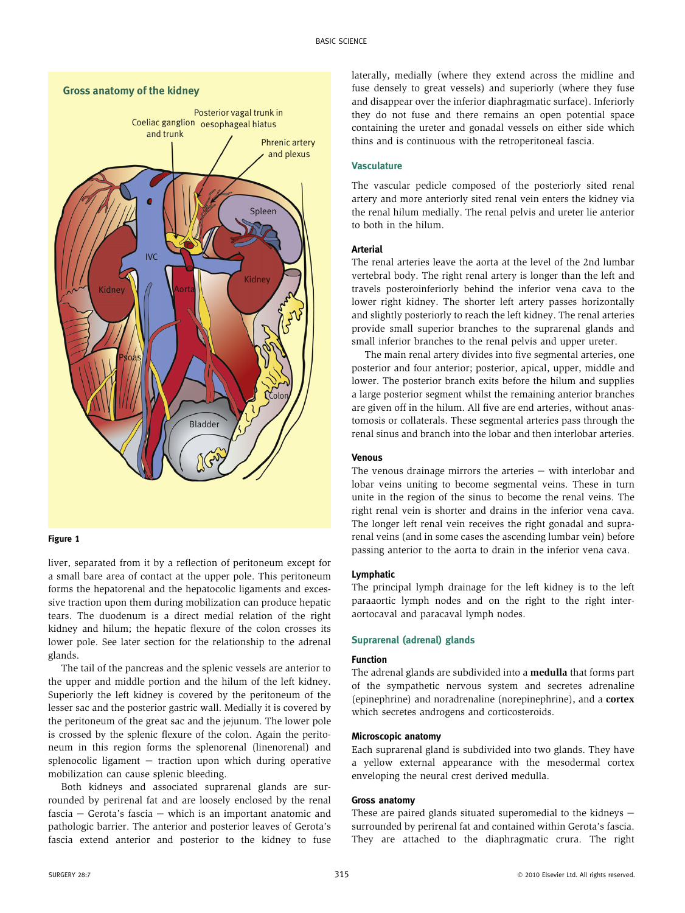**Gross anatomy of the kidney**

Coeliac ganglion and trunk

Posterior vagal trunk in oesophageal hiatus

Phrenic artery and plexus

Spleen

IVC

Kidney

Aorta

Kidney

Psoas

Colon

Bladder

**Figure 1**

liver, separated from it by a reflection of peritoneum except for a small bare area of contact at the upper pole. This peritoneum forms the hepatorenal and the hepatocolic ligaments and excessive traction upon them during mobilization can produce hepatic tears. The duodenum is a direct medial relation of the right kidney and hilum; the hepatic flexure of the colon crosses its lower pole. See later section for the relationship to the adrenal glands.

The tail of the pancreas and the splenic vessels are anterior to the upper and middle portion and the hilum of the left kidney. Superiorly the left kidney is covered by the peritoneum of the lesser sac and the posterior gastric wall. Medially it is covered by the peritoneum of the great sac and the jejunum. The lower pole is crossed by the splenic flexure of the colon. Again the peritoneum in this region forms the splenorenal (linenorenal) and splenocolic ligament — traction upon which during operative mobilization can cause splenic bleeding.

Both kidneys and associated suprarenal glands are surrounded by perirenal fat and are loosely enclosed by the renal fascia — Gerota's fascia — which is an important anatomic and pathologic barrier. The anterior and posterior leaves of Gerota's fascia extend anterior and posterior to the kidney to fuse laterally, medially (where they extend across the midline and fuse densely to great vessels) and superiorly (where they fuse and disappear over the inferior diaphragmatic surface). Inferiorly they do not fuse and there remains an open potential space containing the ureter and gonadal vessels on either side which thins and is continuous with the retroperitoneal fascia.

## Vasculature

The vascular pedicle composed of the posteriorly sited renal artery and more anteriorly sited renal vein enters the kidney via the renal hilum medially. The renal pelvis and ureter lie anterior to both in the hilum.

### Arterial

The renal arteries leave the aorta at the level of the 2nd lumbar vertebral body. The right renal artery is longer than the left and travels posteroinferiorly behind the inferior vena cava to the lower right kidney. The shorter left artery passes horizontally and slightly posteriorly to reach the left kidney. The renal arteries provide small superior branches to the suprarenal glands and small inferior branches to the renal pelvis and upper ureter.

The main renal artery divides into five segmental arteries, one posterior and four anterior; posterior, apical, upper, middle and lower. The posterior branch exits before the hilum and supplies a large posterior segment whilst the remaining anterior branches are given off in the hilum. All five are end arteries, without anastomosis or collaterals. These segmental arteries pass through the renal sinus and branch into the lobar and then interlobar arteries.

### Venous

The venous drainage mirrors the arteries — with interlobar and lobar veins uniting to become segmental veins. These in turn unite in the region of the sinus to become the renal veins. The right renal vein is shorter and drains in the inferior vena cava. The longer left renal vein receives the right gonadal and suprarenal veins (and in some cases the ascending lumbar vein) before passing anterior to the aorta to drain in the inferior vena cava.

### Lymphatic

The principal lymph drainage for the left kidney is to the left paraaortic lymph nodes and on the right to the right interaortocaval and paracaval lymph nodes.

## Suprarenal (adrenal) glands

### Function

The adrenal glands are subdivided into a **medulla** that forms part of the sympathetic nervous system and secretes adrenaline (epinephrine) and noradrenaline (norepinephrine), and a **cortex** which secretes androgens and corticosteroids.

### Microscopic anatomy

Each suprarenal gland is subdivided into two glands. They have a yellow external appearance with the mesodermal cortex enveloping the neural crest derived medulla.

### Gross anatomy

These are paired glands situated superomedial to the kidneys — surrounded by perirenal fat and contained within Gerota's fascia. They are attached to the diaphragmatic crura. The right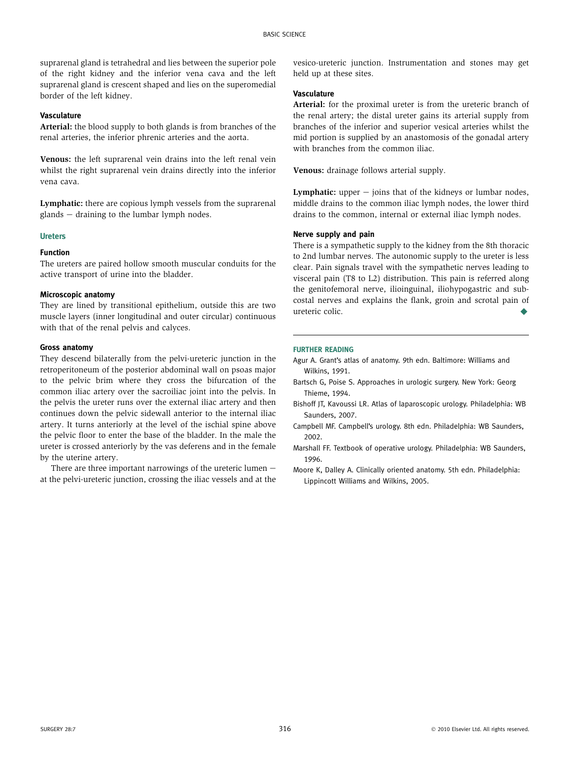suprarenal gland is tetrahedral and lies between the superior pole of the right kidney and the inferior vena cava and the left suprarenal gland is crescent shaped and lies on the superomedial border of the left kidney.

#### Vasculature

**Arterial:** the blood supply to both glands is from branches of the renal arteries, the inferior phrenic arteries and the aorta.

**Venous:** the left suprarenal vein drains into the left renal vein whilst the right suprarenal vein drains directly into the inferior vena cava.

**Lymphatic:** there are copious lymph vessels from the suprarenal glands – draining to the lumbar lymph nodes.

### Ureters

#### Function

The ureters are paired hollow smooth muscular conduits for the active transport of urine into the bladder.

#### Microscopic anatomy

They are lined by transitional epithelium, outside this are two muscle layers (inner longitudinal and outer circular) continuous with that of the renal pelvis and calyces.

#### Gross anatomy

They descend bilaterally from the pelvi-ureteric junction in the retroperitoneum of the posterior abdominal wall on psoas major to the pelvic brim where they cross the bifurcation of the common iliac artery over the sacroiliac joint into the pelvis. In the pelvis the ureter runs over the external iliac artery and then continues down the pelvic sidewall anterior to the internal iliac artery. It turns anteriorly at the level of the ischial spine above the pelvic floor to enter the base of the bladder. In the male the ureter is crossed anteriorly by the vas deferens and in the female by the uterine artery.

There are three important narrowings of the ureteric lumen – at the pelvi-ureteric junction, crossing the iliac vessels and at the vesico-ureteric junction. Instrumentation and stones may get held up at these sites.

#### Vasculature

**Arterial:** for the proximal ureter is from the ureteric branch of the renal artery; the distal ureter gains its arterial supply from branches of the inferior and superior vesical arteries whilst the mid portion is supplied by an anastomosis of the gonadal artery with branches from the common iliac.

**Venous:** drainage follows arterial supply.

**Lymphatic:** upper – joins that of the kidneys or lumbar nodes, middle drains to the common iliac lymph nodes, the lower third drains to the common, internal or external iliac lymph nodes.

#### Nerve supply and pain

There is a sympathetic supply to the kidney from the 8th thoracic to 2nd lumbar nerves. The autonomic supply to the ureter is less clear. Pain signals travel with the sympathetic nerves leading to visceral pain (T8 to L2) distribution. This pain is referred along the genitofemoral nerve, ilioinguinal, iliohypogastric and subcostal nerves and explains the flank, groin and scrotal pain of ureteric colic. ◆

### FURTHER READING

Agur A. Grant's atlas of anatomy. 9th edn. Baltimore: Williams and Wilkins, 1991.

Bartsch G, Poise S. Approaches in urologic surgery. New York: Georg Thieme, 1994.

Bishoff JT, Kavoussi LR. Atlas of laparoscopic urology. Philadelphia: WB Saunders, 2007.

Campbell MF. Campbell's urology. 8th edn. Philadelphia: WB Saunders, 2002.

Marshall FF. Textbook of operative urology. Philadelphia: WB Saunders, 1996.

Moore K, Dalley A. Clinically oriented anatomy. 5th edn. Philadelphia: Lippincott Williams and Wilkins, 2005.